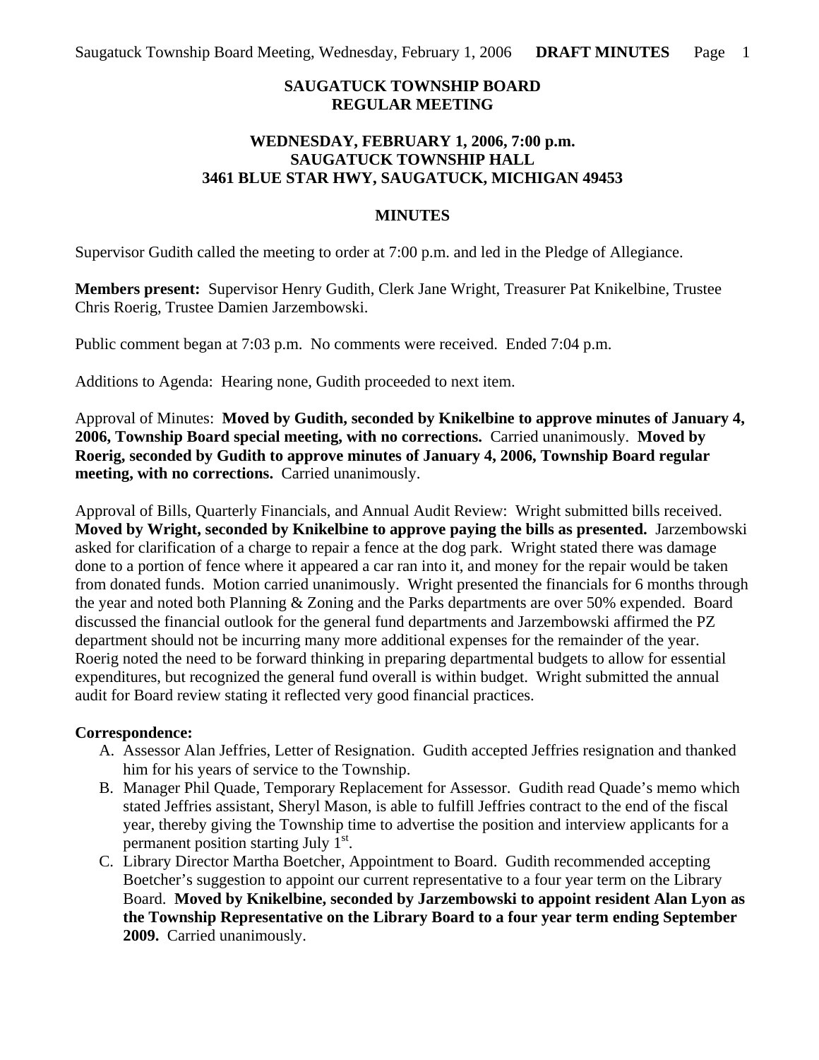**SAUGATUCK TOWNSHIP BOARD**
**REGULAR MEETING**

**WEDNESDAY, FEBRUARY 1, 2006, 7:00 p.m.**
**SAUGATUCK TOWNSHIP HALL**
**3461 BLUE STAR HWY, SAUGATUCK, MICHIGAN 49453**

**MINUTES**

Supervisor Gudith called the meeting to order at 7:00 p.m. and led in the Pledge of Allegiance.

**Members present:** Supervisor Henry Gudith, Clerk Jane Wright, Treasurer Pat Knikelbine, Trustee Chris Roerig, Trustee Damien Jarzembowski.

Public comment began at 7:03 p.m. No comments were received. Ended 7:04 p.m.

Additions to Agenda: Hearing none, Gudith proceeded to next item.

Approval of Minutes: **Moved by Gudith, seconded by Knikelbine to approve minutes of January 4, 2006, Township Board special meeting, with no corrections.** Carried unanimously. **Moved by Roerig, seconded by Gudith to approve minutes of January 4, 2006, Township Board regular meeting, with no corrections.** Carried unanimously.

Approval of Bills, Quarterly Financials, and Annual Audit Review: Wright submitted bills received. **Moved by Wright, seconded by Knikelbine to approve paying the bills as presented.** Jarzembowski asked for clarification of a charge to repair a fence at the dog park. Wright stated there was damage done to a portion of fence where it appeared a car ran into it, and money for the repair would be taken from donated funds. Motion carried unanimously. Wright presented the financials for 6 months through the year and noted both Planning & Zoning and the Parks departments are over 50% expended. Board discussed the financial outlook for the general fund departments and Jarzembowski affirmed the PZ department should not be incurring many more additional expenses for the remainder of the year. Roerig noted the need to be forward thinking in preparing departmental budgets to allow for essential expenditures, but recognized the general fund overall is within budget. Wright submitted the annual audit for Board review stating it reflected very good financial practices.

**Correspondence:**

A. Assessor Alan Jeffries, Letter of Resignation. Gudith accepted Jeffries resignation and thanked him for his years of service to the Township.
B. Manager Phil Quade, Temporary Replacement for Assessor. Gudith read Quade's memo which stated Jeffries assistant, Sheryl Mason, is able to fulfill Jeffries contract to the end of the fiscal year, thereby giving the Township time to advertise the position and interview applicants for a permanent position starting July 1st.
C. Library Director Martha Boetcher, Appointment to Board. Gudith recommended accepting Boetcher's suggestion to appoint our current representative to a four year term on the Library Board. **Moved by Knikelbine, seconded by Jarzembowski to appoint resident Alan Lyon as the Township Representative on the Library Board to a four year term ending September 2009.** Carried unanimously.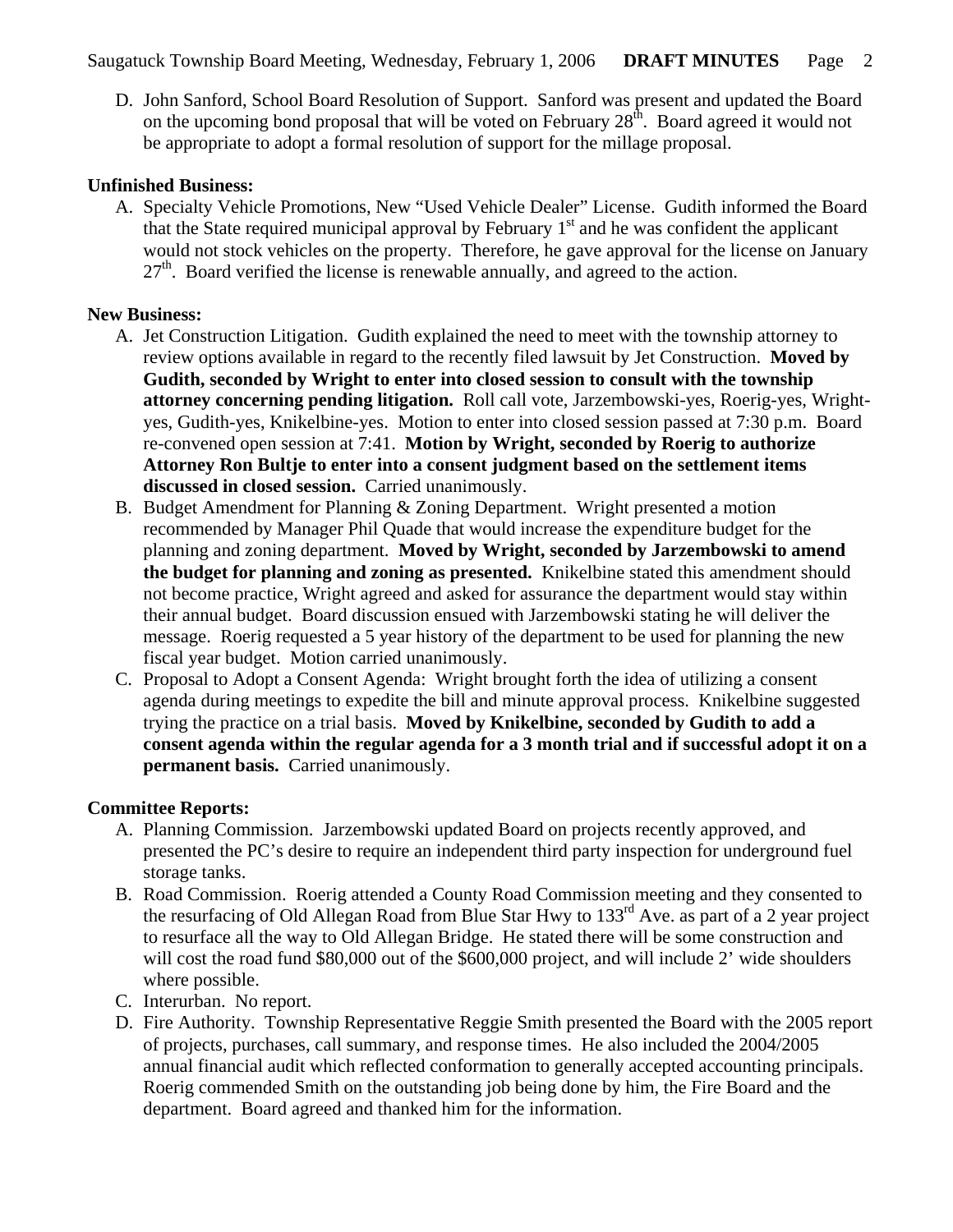D. John Sanford, School Board Resolution of Support. Sanford was present and updated the Board on the upcoming bond proposal that will be voted on February 28th. Board agreed it would not be appropriate to adopt a formal resolution of support for the millage proposal.

**Unfinished Business:**

A. Specialty Vehicle Promotions, New "Used Vehicle Dealer" License. Gudith informed the Board that the State required municipal approval by February 1st and he was confident the applicant would not stock vehicles on the property. Therefore, he gave approval for the license on January 27th. Board verified the license is renewable annually, and agreed to the action.

**New Business:**

A. Jet Construction Litigation. Gudith explained the need to meet with the township attorney to review options available in regard to the recently filed lawsuit by Jet Construction. **Moved by Gudith, seconded by Wright to enter into closed session to consult with the township attorney concerning pending litigation.** Roll call vote, Jarzembowski-yes, Roerig-yes, Wright-yes, Gudith-yes, Knikelbine-yes. Motion to enter into closed session passed at 7:30 p.m. Board re-convened open session at 7:41. **Motion by Wright, seconded by Roerig to authorize Attorney Ron Bultje to enter into a consent judgment based on the settlement items discussed in closed session.** Carried unanimously.

B. Budget Amendment for Planning & Zoning Department. Wright presented a motion recommended by Manager Phil Quade that would increase the expenditure budget for the planning and zoning department. **Moved by Wright, seconded by Jarzembowski to amend the budget for planning and zoning as presented.** Knikelbine stated this amendment should not become practice, Wright agreed and asked for assurance the department would stay within their annual budget. Board discussion ensued with Jarzembowski stating he will deliver the message. Roerig requested a 5 year history of the department to be used for planning the new fiscal year budget. Motion carried unanimously.

C. Proposal to Adopt a Consent Agenda: Wright brought forth the idea of utilizing a consent agenda during meetings to expedite the bill and minute approval process. Knikelbine suggested trying the practice on a trial basis. **Moved by Knikelbine, seconded by Gudith to add a consent agenda within the regular agenda for a 3 month trial and if successful adopt it on a permanent basis.** Carried unanimously.

**Committee Reports:**

A. Planning Commission. Jarzembowski updated Board on projects recently approved, and presented the PC's desire to require an independent third party inspection for underground fuel storage tanks.

B. Road Commission. Roerig attended a County Road Commission meeting and they consented to the resurfacing of Old Allegan Road from Blue Star Hwy to 133rd Ave. as part of a 2 year project to resurface all the way to Old Allegan Bridge. He stated there will be some construction and will cost the road fund $80,000 out of the $600,000 project, and will include 2' wide shoulders where possible.

C. Interurban. No report.

D. Fire Authority. Township Representative Reggie Smith presented the Board with the 2005 report of projects, purchases, call summary, and response times. He also included the 2004/2005 annual financial audit which reflected conformation to generally accepted accounting principals. Roerig commended Smith on the outstanding job being done by him, the Fire Board and the department. Board agreed and thanked him for the information.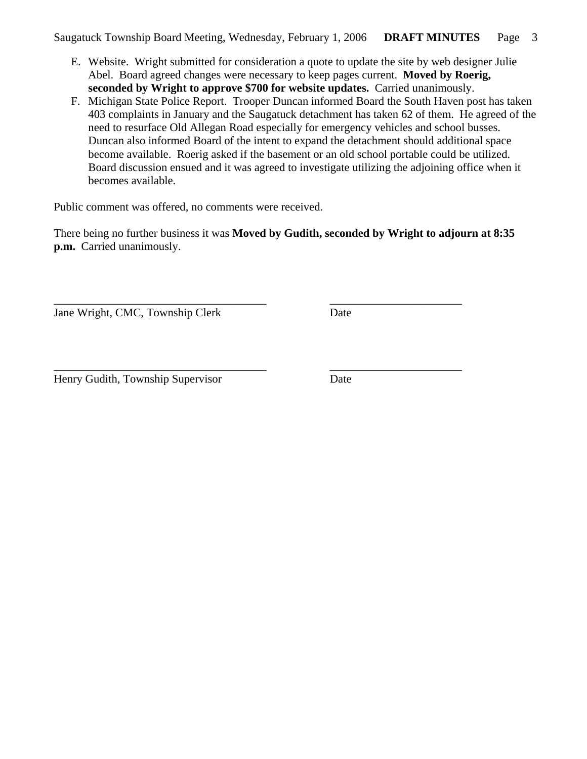E. Website. Wright submitted for consideration a quote to update the site by web designer Julie Abel. Board agreed changes were necessary to keep pages current. **Moved by Roerig, seconded by Wright to approve $700 for website updates.** Carried unanimously.

F. Michigan State Police Report. Trooper Duncan informed Board the South Haven post has taken 403 complaints in January and the Saugatuck detachment has taken 62 of them. He agreed of the need to resurface Old Allegan Road especially for emergency vehicles and school busses. Duncan also informed Board of the intent to expand the detachment should additional space become available. Roerig asked if the basement or an old school portable could be utilized. Board discussion ensued and it was agreed to investigate utilizing the adjoining office when it becomes available.

Public comment was offered, no comments were received.

There being no further business it was **Moved by Gudith, seconded by Wright to adjourn at 8:35 p.m.** Carried unanimously.

_____________________________________ _______________________

Jane Wright, CMC, Township Clerk Date

_____________________________________ _______________________

Henry Gudith, Township Supervisor Date